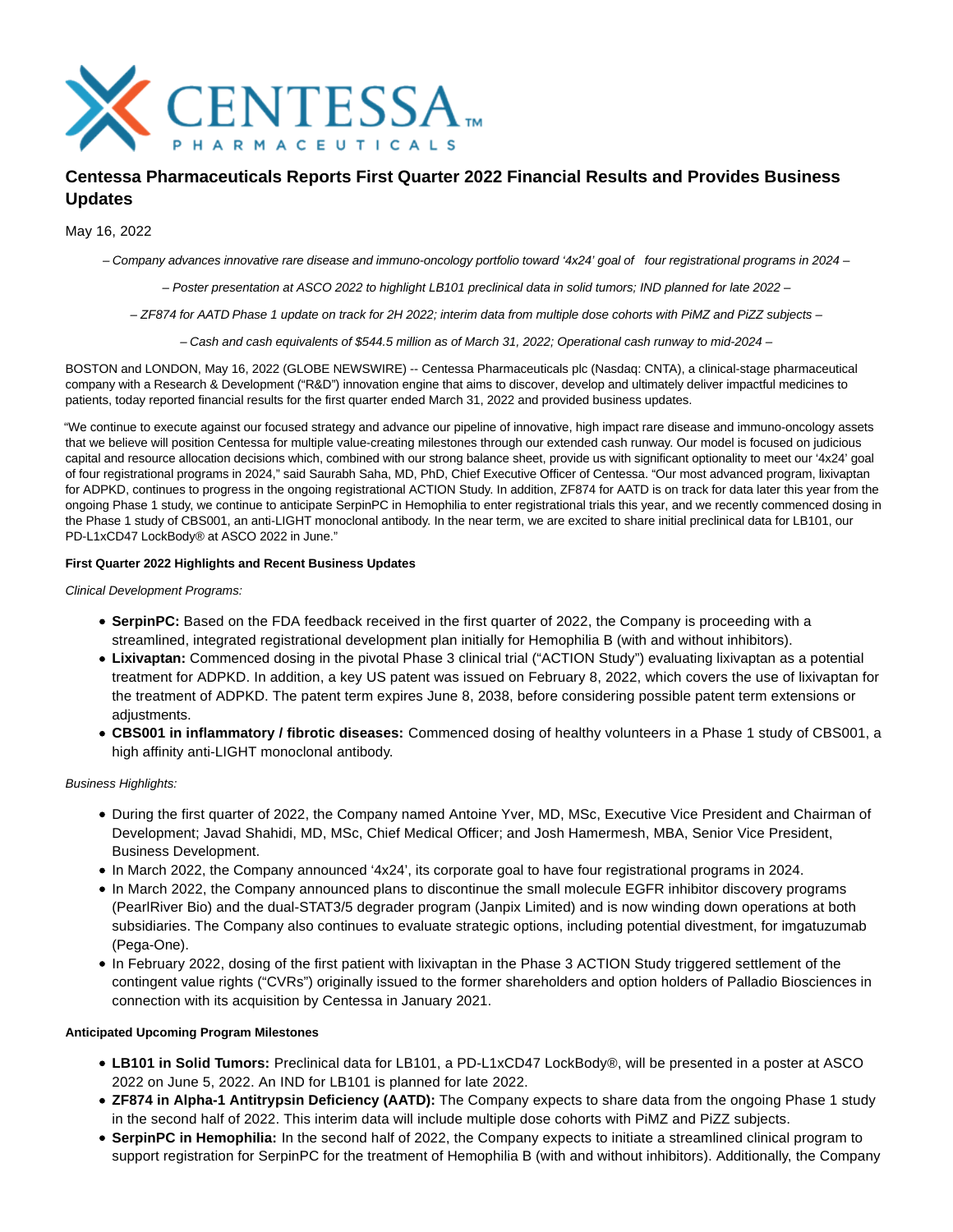# Centessa Pharmaceuticals Reports First Quarter 2022 Financial Results and Provides Business Updates

May 16, 2022

*– Company advances innovative rare disease and immuno-oncology portfolio toward '4x24' goal of four registrational programs in 2024 –*

*– Poster presentation at ASCO 2022 to highlight LB101 preclinical data in solid tumors; IND planned for late 2022 –*

*– ZF874 for AATD Phase 1 update on track for 2H 2022; interim data from multiple dose cohorts with PiMZ and PiZZ subjects –*

*– Cash and cash equivalents of $544.5 million as of March 31, 2022; Operational cash runway to mid-2024 –*

BOSTON and LONDON, May 16, 2022 (GLOBE NEWSWIRE) -- Centessa Pharmaceuticals plc (Nasdaq: CNTA), a clinical-stage pharmaceutical company with a Research & Development ("R&D") innovation engine that aims to discover, develop and ultimately deliver impactful medicines to patients, today reported financial results for the first quarter ended March 31, 2022 and provided business updates.

"We continue to execute against our focused strategy and advance our pipeline of innovative, high impact rare disease and immuno-oncology assets that we believe will position Centessa for multiple value-creating milestones through our extended cash runway. Our model is focused on judicious capital and resource allocation decisions which, combined with our strong balance sheet, provide us with significant optionality to meet our '4x24' goal of four registrational programs in 2024," said Saurabh Saha, MD, PhD, Chief Executive Officer of Centessa. "Our most advanced program, lixivaptan for ADPKD, continues to progress in the ongoing registrational ACTION Study. In addition, ZF874 for AATD is on track for data later this year from the ongoing Phase 1 study, we continue to anticipate SerpinPC in Hemophilia to enter registrational trials this year, and we recently commenced dosing in the Phase 1 study of CBS001, an anti-LIGHT monoclonal antibody. In the near term, we are excited to share initial preclinical data for LB101, our PD-L1xCD47 LockBody® at ASCO 2022 in June."

**First Quarter 2022 Highlights and Recent Business Updates**

*Clinical Development Programs:*

- **SerpinPC:** Based on the FDA feedback received in the first quarter of 2022, the Company is proceeding with a streamlined, integrated registrational development plan initially for Hemophilia B (with and without inhibitors).
- **Lixivaptan:** Commenced dosing in the pivotal Phase 3 clinical trial ("ACTION Study") evaluating lixivaptan as a potential treatment for ADPKD. In addition, a key US patent was issued on February 8, 2022, which covers the use of lixivaptan for the treatment of ADPKD. The patent term expires June 8, 2038, before considering possible patent term extensions or adjustments.
- **CBS001 in inflammatory / fibrotic diseases:** Commenced dosing of healthy volunteers in a Phase 1 study of CBS001, a high affinity anti-LIGHT monoclonal antibody.

*Business Highlights:*

- During the first quarter of 2022, the Company named Antoine Yver, MD, MSc, Executive Vice President and Chairman of Development; Javad Shahidi, MD, MSc, Chief Medical Officer; and Josh Hamermesh, MBA, Senior Vice President, Business Development.
- In March 2022, the Company announced '4x24', its corporate goal to have four registrational programs in 2024.
- In March 2022, the Company announced plans to discontinue the small molecule EGFR inhibitor discovery programs (PearlRiver Bio) and the dual-STAT3/5 degrader program (Janpix Limited) and is now winding down operations at both subsidiaries. The Company also continues to evaluate strategic options, including potential divestment, for imgatuzumab (Pega-One).
- In February 2022, dosing of the first patient with lixivaptan in the Phase 3 ACTION Study triggered settlement of the contingent value rights ("CVRs") originally issued to the former shareholders and option holders of Palladio Biosciences in connection with its acquisition by Centessa in January 2021.

**Anticipated Upcoming Program Milestones**

- **LB101 in Solid Tumors:** Preclinical data for LB101, a PD-L1xCD47 LockBody®, will be presented in a poster at ASCO 2022 on June 5, 2022. An IND for LB101 is planned for late 2022.
- **ZF874 in Alpha-1 Antitrypsin Deficiency (AATD):** The Company expects to share data from the ongoing Phase 1 study in the second half of 2022. This interim data will include multiple dose cohorts with PiMZ and PiZZ subjects.
- **SerpinPC in Hemophilia:** In the second half of 2022, the Company expects to initiate a streamlined clinical program to support registration for SerpinPC for the treatment of Hemophilia B (with and without inhibitors). Additionally, the Company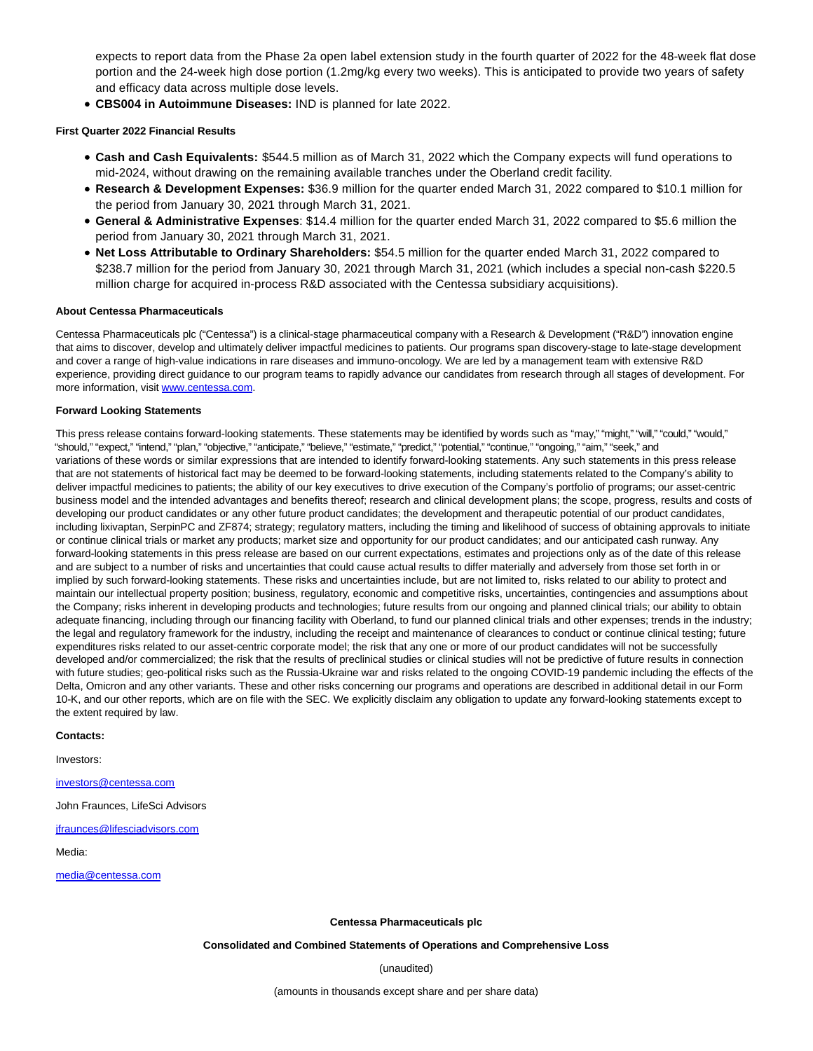expects to report data from the Phase 2a open label extension study in the fourth quarter of 2022 for the 48-week flat dose portion and the 24-week high dose portion (1.2mg/kg every two weeks). This is anticipated to provide two years of safety and efficacy data across multiple dose levels.

- **CBS004 in Autoimmune Diseases:** IND is planned for late 2022.

**First Quarter 2022 Financial Results**

- **Cash and Cash Equivalents:** $544.5 million as of March 31, 2022 which the Company expects will fund operations to mid-2024, without drawing on the remaining available tranches under the Oberland credit facility.
- **Research & Development Expenses:** $36.9 million for the quarter ended March 31, 2022 compared to $10.1 million for the period from January 30, 2021 through March 31, 2021.
- **General & Administrative Expenses**: $14.4 million for the quarter ended March 31, 2022 compared to $5.6 million the period from January 30, 2021 through March 31, 2021.
- **Net Loss Attributable to Ordinary Shareholders:** $54.5 million for the quarter ended March 31, 2022 compared to $238.7 million for the period from January 30, 2021 through March 31, 2021 (which includes a special non-cash $220.5 million charge for acquired in-process R&D associated with the Centessa subsidiary acquisitions).

**About Centessa Pharmaceuticals**

Centessa Pharmaceuticals plc ("Centessa") is a clinical-stage pharmaceutical company with a Research & Development ("R&D") innovation engine that aims to discover, develop and ultimately deliver impactful medicines to patients. Our programs span discovery-stage to late-stage development and cover a range of high-value indications in rare diseases and immuno-oncology. We are led by a management team with extensive R&D experience, providing direct guidance to our program teams to rapidly advance our candidates from research through all stages of development. For more information, visit www.centessa.com.

**Forward Looking Statements**

This press release contains forward-looking statements. These statements may be identified by words such as "may," "might," "will," "could," "would," "should," "expect," "intend," "plan," "objective," "anticipate," "believe," "estimate," "predict," "potential," "continue," "ongoing," "aim," "seek," and variations of these words or similar expressions that are intended to identify forward-looking statements. Any such statements in this press release that are not statements of historical fact may be deemed to be forward-looking statements, including statements related to the Company's ability to deliver impactful medicines to patients; the ability of our key executives to drive execution of the Company's portfolio of programs; our asset-centric business model and the intended advantages and benefits thereof; research and clinical development plans; the scope, progress, results and costs of developing our product candidates or any other future product candidates; the development and therapeutic potential of our product candidates, including lixivaptan, SerpinPC and ZF874; strategy; regulatory matters, including the timing and likelihood of success of obtaining approvals to initiate or continue clinical trials or market any products; market size and opportunity for our product candidates; and our anticipated cash runway. Any forward-looking statements in this press release are based on our current expectations, estimates and projections only as of the date of this release and are subject to a number of risks and uncertainties that could cause actual results to differ materially and adversely from those set forth in or implied by such forward-looking statements. These risks and uncertainties include, but are not limited to, risks related to our ability to protect and maintain our intellectual property position; business, regulatory, economic and competitive risks, uncertainties, contingencies and assumptions about the Company; risks inherent in developing products and technologies; future results from our ongoing and planned clinical trials; our ability to obtain adequate financing, including through our financing facility with Oberland, to fund our planned clinical trials and other expenses; trends in the industry; the legal and regulatory framework for the industry, including the receipt and maintenance of clearances to conduct or continue clinical testing; future expenditures risks related to our asset-centric corporate model; the risk that any one or more of our product candidates will not be successfully developed and/or commercialized; the risk that the results of preclinical studies or clinical studies will not be predictive of future results in connection with future studies; geo-political risks such as the Russia-Ukraine war and risks related to the ongoing COVID-19 pandemic including the effects of the Delta, Omicron and any other variants. These and other risks concerning our programs and operations are described in additional detail in our Form 10-K, and our other reports, which are on file with the SEC. We explicitly disclaim any obligation to update any forward-looking statements except to the extent required by law.

**Contacts:**

Investors:

investors@centessa.com

John Fraunces, LifeSci Advisors

jfraunces@lifesciadvisors.com

Media:

media@centessa.com

**Centessa Pharmaceuticals plc**

**Consolidated and Combined Statements of Operations and Comprehensive Loss**

(unaudited)

(amounts in thousands except share and per share data)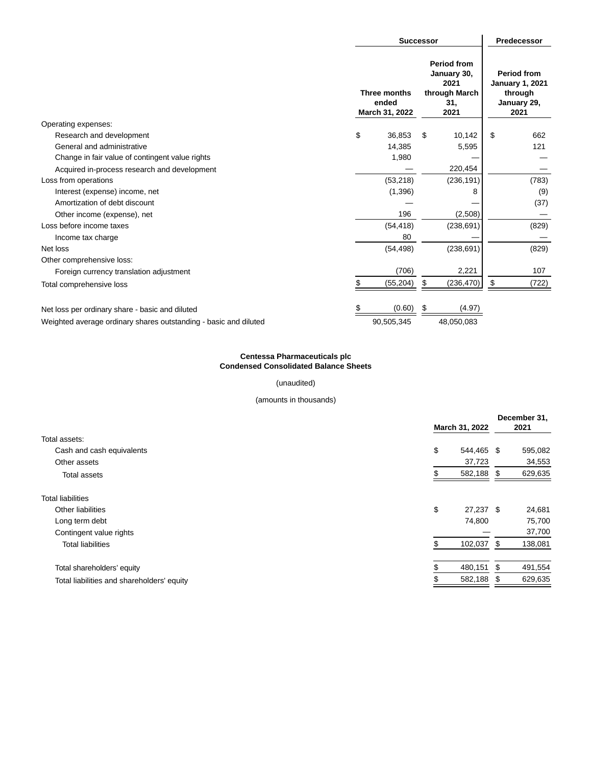| | Successor | | Predecessor |
|---|---|---|---|
| | Three months ended March 31, 2022 | Period from January 30, 2021 through March 31, 2021 | Period from January 1, 2021 through January 29, 2021 |
| Operating expenses: | | | |
| Research and development | $ 36,853 | $ 10,142 | $ 662 |
| General and administrative | 14,385 | 5,595 | 121 |
| Change in fair value of contingent value rights | 1,980 | — | — |
| Acquired in-process research and development | — | 220,454 | — |
| Loss from operations | (53,218) | (236,191) | (783) |
| Interest (expense) income, net | (1,396) | 8 | (9) |
| Amortization of debt discount | — | — | (37) |
| Other income (expense), net | 196 | (2,508) | — |
| Loss before income taxes | (54,418) | (238,691) | (829) |
| Income tax charge | 80 | — | — |
| Net loss | (54,498) | (238,691) | (829) |
| Other comprehensive loss: | | | |
| Foreign currency translation adjustment | (706) | 2,221 | 107 |
| Total comprehensive loss | $ (55,204) | $ (236,470) | $ (722) |
| | | | |
| Net loss per ordinary share - basic and diluted | $ (0.60) | $ (4.97) | |
| Weighted average ordinary shares outstanding - basic and diluted | 90,505,345 | 48,050,083 | |

**Centessa Pharmaceuticals plc**
**Condensed Consolidated Balance Sheets**

(unaudited)

(amounts in thousands)

| | March 31, 2022 | December 31, 2021 |
|---|---|---|
| Total assets: | | |
| Cash and cash equivalents | $ 544,465 | $ 595,082 |
| Other assets | 37,723 | 34,553 |
| Total assets | $ 582,188 | $ 629,635 |
| | | |
| Total liabilities | | |
| Other liabilities | $ 27,237 | $ 24,681 |
| Long term debt | 74,800 | 75,700 |
| Contingent value rights | — | 37,700 |
| Total liabilities | $ 102,037 | $ 138,081 |
| | | |
| Total shareholders' equity | $ 480,151 | $ 491,554 |
| Total liabilities and shareholders' equity | $ 582,188 | $ 629,635 |